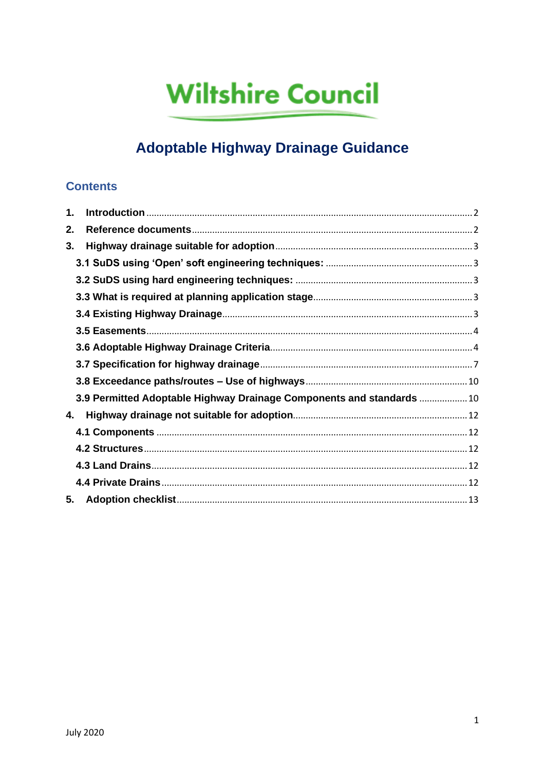Wiltshire Council

# Adoptable Highway Drainage Guidance

## Contents

1. **Introduction** .......... 2
2. **Reference documents** .......... 2
3. **Highway drainage suitable for adoption** .......... 3
   - **3.1 SuDS using 'Open' soft engineering techniques:** .......... 3
   - **3.2 SuDS using hard engineering techniques:** .......... 3
   - **3.3 What is required at planning application stage** .......... 3
   - **3.4 Existing Highway Drainage** .......... 3
   - **3.5 Easements** .......... 4
   - **3.6 Adoptable Highway Drainage Criteria** .......... 4
   - **3.7 Specification for highway drainage** .......... 7
   - **3.8 Exceedance paths/routes – Use of highways** .......... 10
   - **3.9 Permitted Adoptable Highway Drainage Components and standards** .......... 10
4. **Highway drainage not suitable for adoption** .......... 12
   - **4.1 Components** .......... 12
   - **4.2 Structures** .......... 12
   - **4.3 Land Drains** .......... 12
   - **4.4 Private Drains** .......... 12
5. **Adoption checklist** .......... 13

July 2020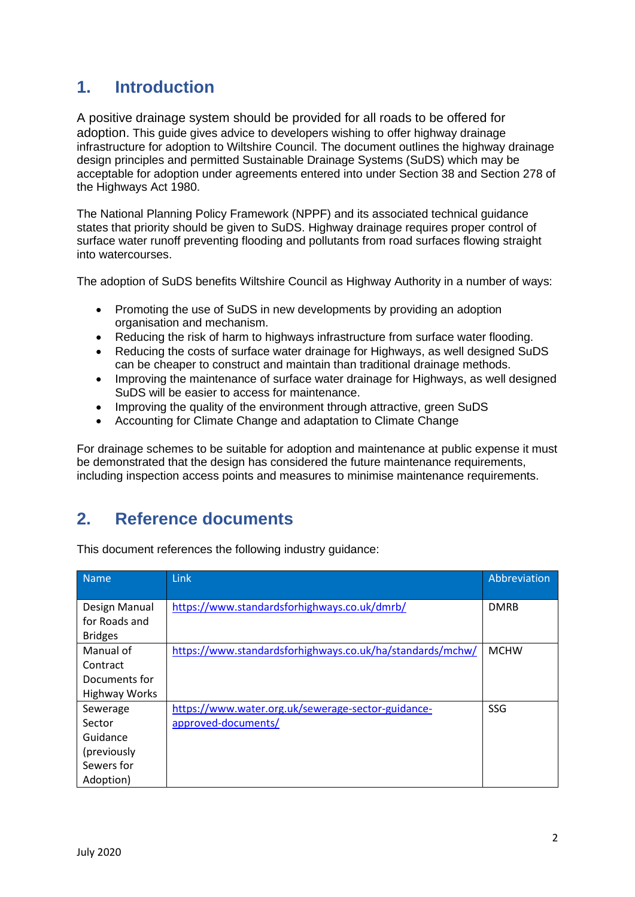## 1. Introduction

A positive drainage system should be provided for all roads to be offered for adoption. This guide gives advice to developers wishing to offer highway drainage infrastructure for adoption to Wiltshire Council. The document outlines the highway drainage design principles and permitted Sustainable Drainage Systems (SuDS) which may be acceptable for adoption under agreements entered into under Section 38 and Section 278 of the Highways Act 1980.

The National Planning Policy Framework (NPPF) and its associated technical guidance states that priority should be given to SuDS. Highway drainage requires proper control of surface water runoff preventing flooding and pollutants from road surfaces flowing straight into watercourses.

The adoption of SuDS benefits Wiltshire Council as Highway Authority in a number of ways:

- Promoting the use of SuDS in new developments by providing an adoption organisation and mechanism.
- Reducing the risk of harm to highways infrastructure from surface water flooding.
- Reducing the costs of surface water drainage for Highways, as well designed SuDS can be cheaper to construct and maintain than traditional drainage methods.
- Improving the maintenance of surface water drainage for Highways, as well designed SuDS will be easier to access for maintenance.
- Improving the quality of the environment through attractive, green SuDS
- Accounting for Climate Change and adaptation to Climate Change

For drainage schemes to be suitable for adoption and maintenance at public expense it must be demonstrated that the design has considered the future maintenance requirements, including inspection access points and measures to minimise maintenance requirements.

## 2. Reference documents

This document references the following industry guidance:

| Name | Link | Abbreviation |
|---|---|---|
| Design Manual for Roads and Bridges | https://www.standardsforhighways.co.uk/dmrb/ | DMRB |
| Manual of Contract Documents for Highway Works | https://www.standardsforhighways.co.uk/ha/standards/mchw/ | MCHW |
| Sewerage Sector Guidance (previously Sewers for Adoption) | https://www.water.org.uk/sewerage-sector-guidance-approved-documents/ | SSG |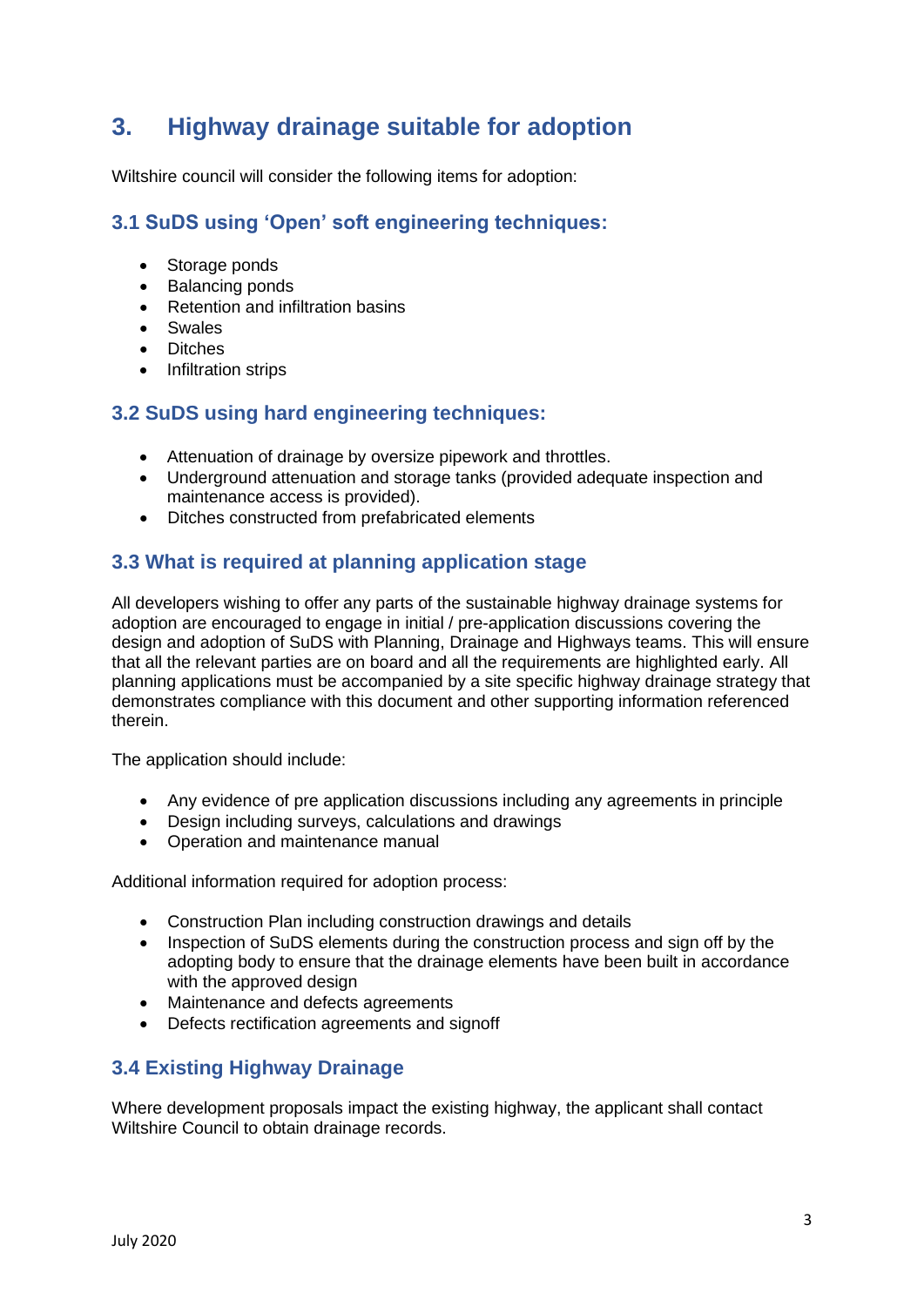# 3. Highway drainage suitable for adoption

Wiltshire council will consider the following items for adoption:

## 3.1 SuDS using 'Open' soft engineering techniques:

- Storage ponds
- Balancing ponds
- Retention and infiltration basins
- Swales
- Ditches
- Infiltration strips

## 3.2 SuDS using hard engineering techniques:

- Attenuation of drainage by oversize pipework and throttles.
- Underground attenuation and storage tanks (provided adequate inspection and maintenance access is provided).
- Ditches constructed from prefabricated elements

## 3.3 What is required at planning application stage

All developers wishing to offer any parts of the sustainable highway drainage systems for adoption are encouraged to engage in initial / pre-application discussions covering the design and adoption of SuDS with Planning, Drainage and Highways teams. This will ensure that all the relevant parties are on board and all the requirements are highlighted early. All planning applications must be accompanied by a site specific highway drainage strategy that demonstrates compliance with this document and other supporting information referenced therein.

The application should include:

- Any evidence of pre application discussions including any agreements in principle
- Design including surveys, calculations and drawings
- Operation and maintenance manual

Additional information required for adoption process:

- Construction Plan including construction drawings and details
- Inspection of SuDS elements during the construction process and sign off by the adopting body to ensure that the drainage elements have been built in accordance with the approved design
- Maintenance and defects agreements
- Defects rectification agreements and signoff

## 3.4 Existing Highway Drainage

Where development proposals impact the existing highway, the applicant shall contact Wiltshire Council to obtain drainage records.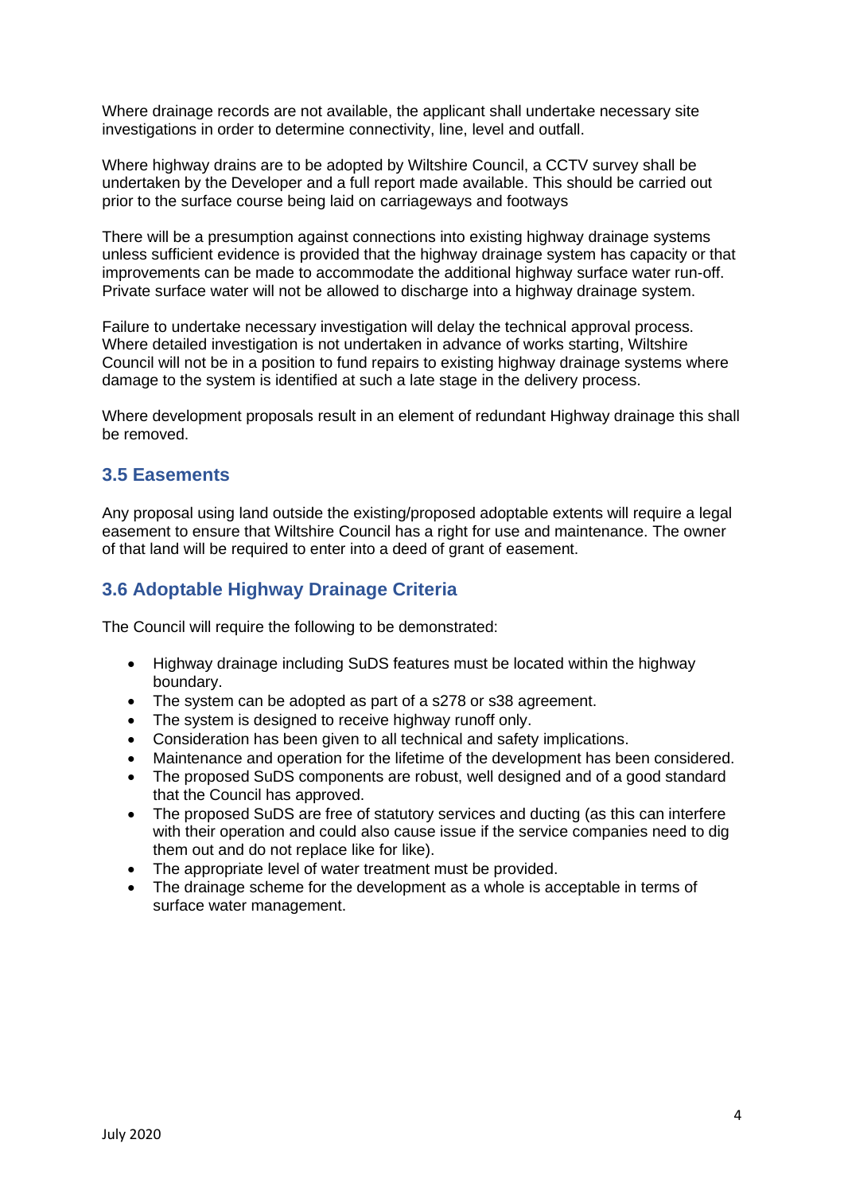Where drainage records are not available, the applicant shall undertake necessary site investigations in order to determine connectivity, line, level and outfall.

Where highway drains are to be adopted by Wiltshire Council, a CCTV survey shall be undertaken by the Developer and a full report made available. This should be carried out prior to the surface course being laid on carriageways and footways

There will be a presumption against connections into existing highway drainage systems unless sufficient evidence is provided that the highway drainage system has capacity or that improvements can be made to accommodate the additional highway surface water run-off. Private surface water will not be allowed to discharge into a highway drainage system.

Failure to undertake necessary investigation will delay the technical approval process. Where detailed investigation is not undertaken in advance of works starting, Wiltshire Council will not be in a position to fund repairs to existing highway drainage systems where damage to the system is identified at such a late stage in the delivery process.

Where development proposals result in an element of redundant Highway drainage this shall be removed.

### 3.5 Easements

Any proposal using land outside the existing/proposed adoptable extents will require a legal easement to ensure that Wiltshire Council has a right for use and maintenance. The owner of that land will be required to enter into a deed of grant of easement.

### 3.6 Adoptable Highway Drainage Criteria

The Council will require the following to be demonstrated:

- Highway drainage including SuDS features must be located within the highway boundary.
- The system can be adopted as part of a s278 or s38 agreement.
- The system is designed to receive highway runoff only.
- Consideration has been given to all technical and safety implications.
- Maintenance and operation for the lifetime of the development has been considered.
- The proposed SuDS components are robust, well designed and of a good standard that the Council has approved.
- The proposed SuDS are free of statutory services and ducting (as this can interfere with their operation and could also cause issue if the service companies need to dig them out and do not replace like for like).
- The appropriate level of water treatment must be provided.
- The drainage scheme for the development as a whole is acceptable in terms of surface water management.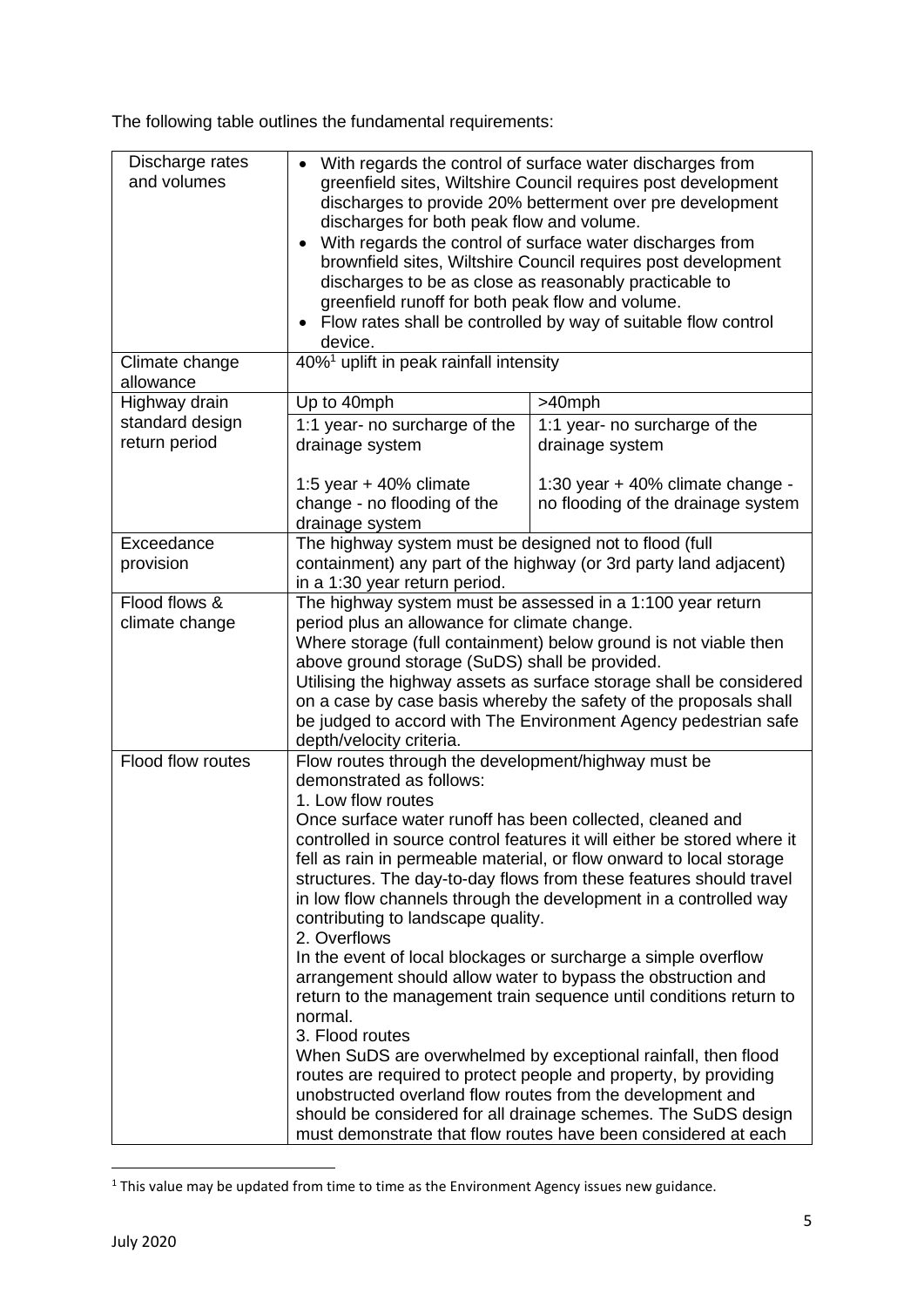The following table outlines the fundamental requirements:

| | | |
|---|---|---|
| Discharge rates and volumes | • With regards the control of surface water discharges from greenfield sites, Wiltshire Council requires post development discharges to provide 20% betterment over pre development discharges for both peak flow and volume.<br>• With regards the control of surface water discharges from brownfield sites, Wiltshire Council requires post development discharges to be as close as reasonably practicable to greenfield runoff for both peak flow and volume.<br>• Flow rates shall be controlled by way of suitable flow control device. | |
| Climate change allowance | 40%[1] uplift in peak rainfall intensity | |
| Highway drain standard design return period | Up to 40mph | >40mph |
| | 1:1 year- no surcharge of the drainage system<br><br>1:5 year + 40% climate change - no flooding of the drainage system | 1:1 year- no surcharge of the drainage system<br><br>1:30 year + 40% climate change - no flooding of the drainage system |
| Exceedance provision | The highway system must be designed not to flood (full containment) any part of the highway (or 3rd party land adjacent) in a 1:30 year return period. | |
| Flood flows & climate change | The highway system must be assessed in a 1:100 year return period plus an allowance for climate change.<br>Where storage (full containment) below ground is not viable then above ground storage (SuDS) shall be provided.<br>Utilising the highway assets as surface storage shall be considered on a case by case basis whereby the safety of the proposals shall be judged to accord with The Environment Agency pedestrian safe depth/velocity criteria. | |
| Flood flow routes | Flow routes through the development/highway must be demonstrated as follows:<br>1. Low flow routes<br>Once surface water runoff has been collected, cleaned and controlled in source control features it will either be stored where it fell as rain in permeable material, or flow onward to local storage structures. The day-to-day flows from these features should travel in low flow channels through the development in a controlled way contributing to landscape quality.<br>2. Overflows<br>In the event of local blockages or surcharge a simple overflow arrangement should allow water to bypass the obstruction and return to the management train sequence until conditions return to normal.<br>3. Flood routes<br>When SuDS are overwhelmed by exceptional rainfall, then flood routes are required to protect people and property, by providing unobstructed overland flow routes from the development and should be considered for all drainage schemes. The SuDS design must demonstrate that flow routes have been considered at each | |

[1] This value may be updated from time to time as the Environment Agency issues new guidance.

July 2020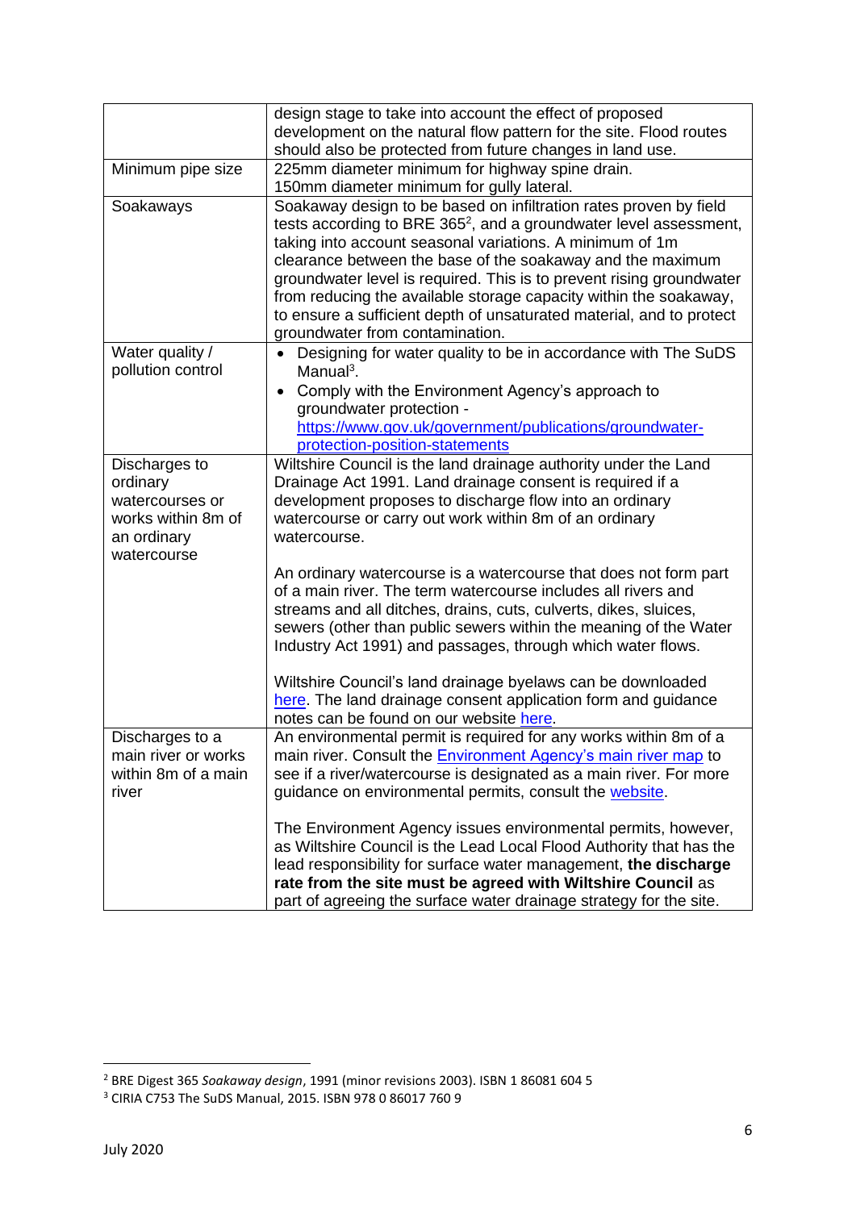| | |
|---|---|
| | design stage to take into account the effect of proposed development on the natural flow pattern for the site. Flood routes should also be protected from future changes in land use. |
| Minimum pipe size | 225mm diameter minimum for highway spine drain.<br>150mm diameter minimum for gully lateral. |
| Soakaways | Soakaway design to be based on infiltration rates proven by field tests according to BRE 365[2], and a groundwater level assessment, taking into account seasonal variations. A minimum of 1m clearance between the base of the soakaway and the maximum groundwater level is required. This is to prevent rising groundwater from reducing the available storage capacity within the soakaway, to ensure a sufficient depth of unsaturated material, and to protect groundwater from contamination. |
| Water quality / pollution control | • Designing for water quality to be in accordance with The SuDS Manual[3].<br>• Comply with the Environment Agency's approach to groundwater protection - https://www.gov.uk/government/publications/groundwater-protection-position-statements |
| Discharges to ordinary watercourses or works within 8m of an ordinary watercourse | Wiltshire Council is the land drainage authority under the Land Drainage Act 1991. Land drainage consent is required if a development proposes to discharge flow into an ordinary watercourse or carry out work within 8m of an ordinary watercourse.<br><br>An ordinary watercourse is a watercourse that does not form part of a main river. The term watercourse includes all rivers and streams and all ditches, drains, cuts, culverts, dikes, sluices, sewers (other than public sewers within the meaning of the Water Industry Act 1991) and passages, through which water flows.<br><br>Wiltshire Council's land drainage byelaws can be downloaded here. The land drainage consent application form and guidance notes can be found on our website here. |
| Discharges to a main river or works within 8m of a main river | An environmental permit is required for any works within 8m of a main river. Consult the Environment Agency's main river map to see if a river/watercourse is designated as a main river. For more guidance on environmental permits, consult the website.<br><br>The Environment Agency issues environmental permits, however, as Wiltshire Council is the Lead Local Flood Authority that has the lead responsibility for surface water management, **the discharge rate from the site must be agreed with Wiltshire Council** as part of agreeing the surface water drainage strategy for the site. |

[2] BRE Digest 365 *Soakaway design*, 1991 (minor revisions 2003). ISBN 1 86081 604 5

[3] CIRIA C753 The SuDS Manual, 2015. ISBN 978 0 86017 760 9

July 2020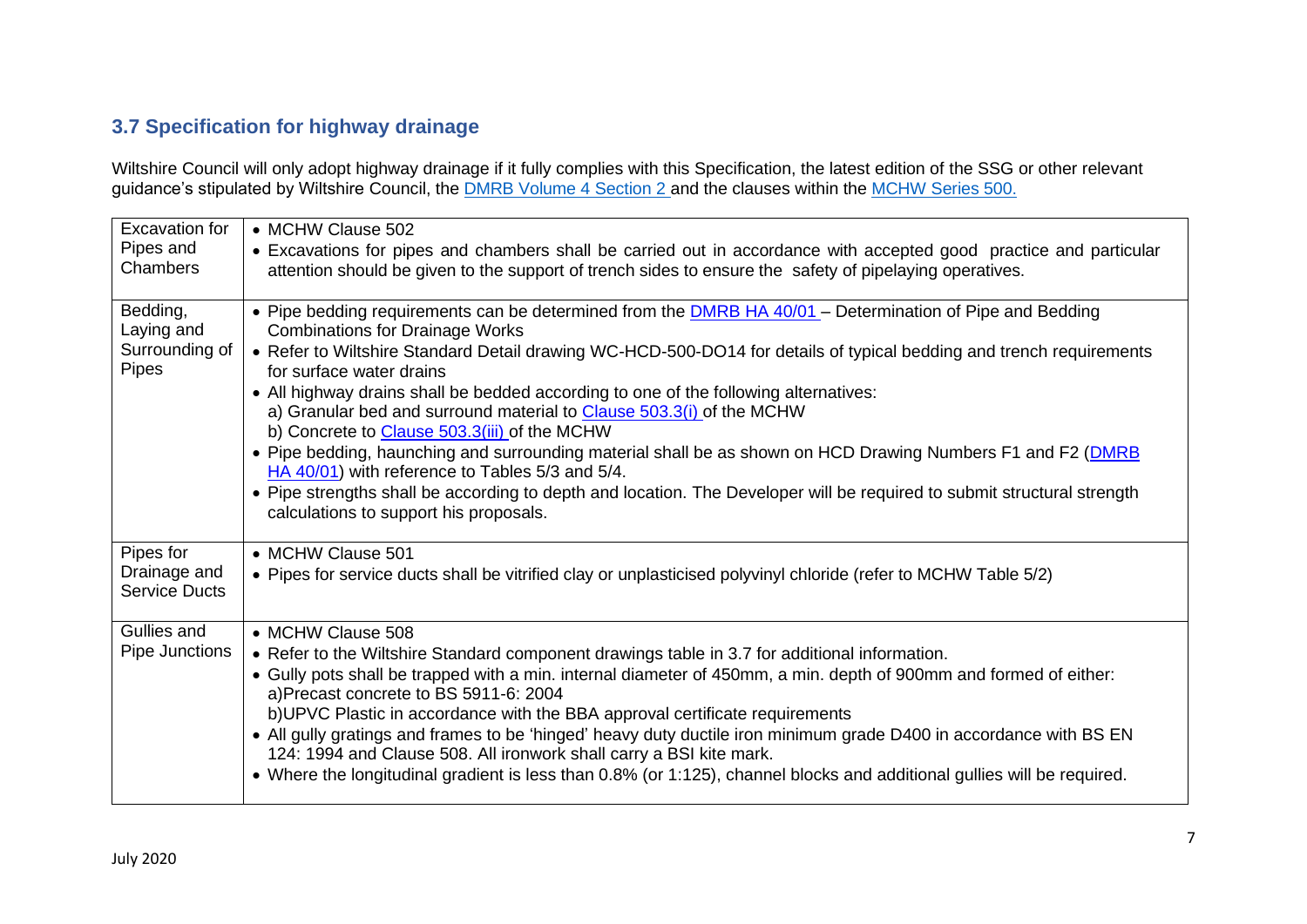## 3.7 Specification for highway drainage

Wiltshire Council will only adopt highway drainage if it fully complies with this Specification, the latest edition of the SSG or other relevant guidance's stipulated by Wiltshire Council, the DMRB Volume 4 Section 2 and the clauses within the MCHW Series 500.

| | |
|---|---|
| Excavation for Pipes and Chambers | • MCHW Clause 502<br>• Excavations for pipes and chambers shall be carried out in accordance with accepted good practice and particular attention should be given to the support of trench sides to ensure the safety of pipelaying operatives. |
| Bedding, Laying and Surrounding of Pipes | • Pipe bedding requirements can be determined from the DMRB HA 40/01 – Determination of Pipe and Bedding Combinations for Drainage Works<br>• Refer to Wiltshire Standard Detail drawing WC-HCD-500-DO14 for details of typical bedding and trench requirements for surface water drains<br>• All highway drains shall be bedded according to one of the following alternatives:<br>a) Granular bed and surround material to Clause 503.3(i) of the MCHW<br>b) Concrete to Clause 503.3(iii) of the MCHW<br>• Pipe bedding, haunching and surrounding material shall be as shown on HCD Drawing Numbers F1 and F2 (DMRB HA 40/01) with reference to Tables 5/3 and 5/4.<br>• Pipe strengths shall be according to depth and location. The Developer will be required to submit structural strength calculations to support his proposals. |
| Pipes for Drainage and Service Ducts | • MCHW Clause 501<br>• Pipes for service ducts shall be vitrified clay or unplasticised polyvinyl chloride (refer to MCHW Table 5/2) |
| Gullies and Pipe Junctions | • MCHW Clause 508<br>• Refer to the Wiltshire Standard component drawings table in 3.7 for additional information.<br>• Gully pots shall be trapped with a min. internal diameter of 450mm, a min. depth of 900mm and formed of either:<br>a)Precast concrete to BS 5911-6: 2004<br>b)UPVC Plastic in accordance with the BBA approval certificate requirements<br>• All gully gratings and frames to be 'hinged' heavy duty ductile iron minimum grade D400 in accordance with BS EN 124: 1994 and Clause 508. All ironwork shall carry a BSI kite mark.<br>• Where the longitudinal gradient is less than 0.8% (or 1:125), channel blocks and additional gullies will be required. |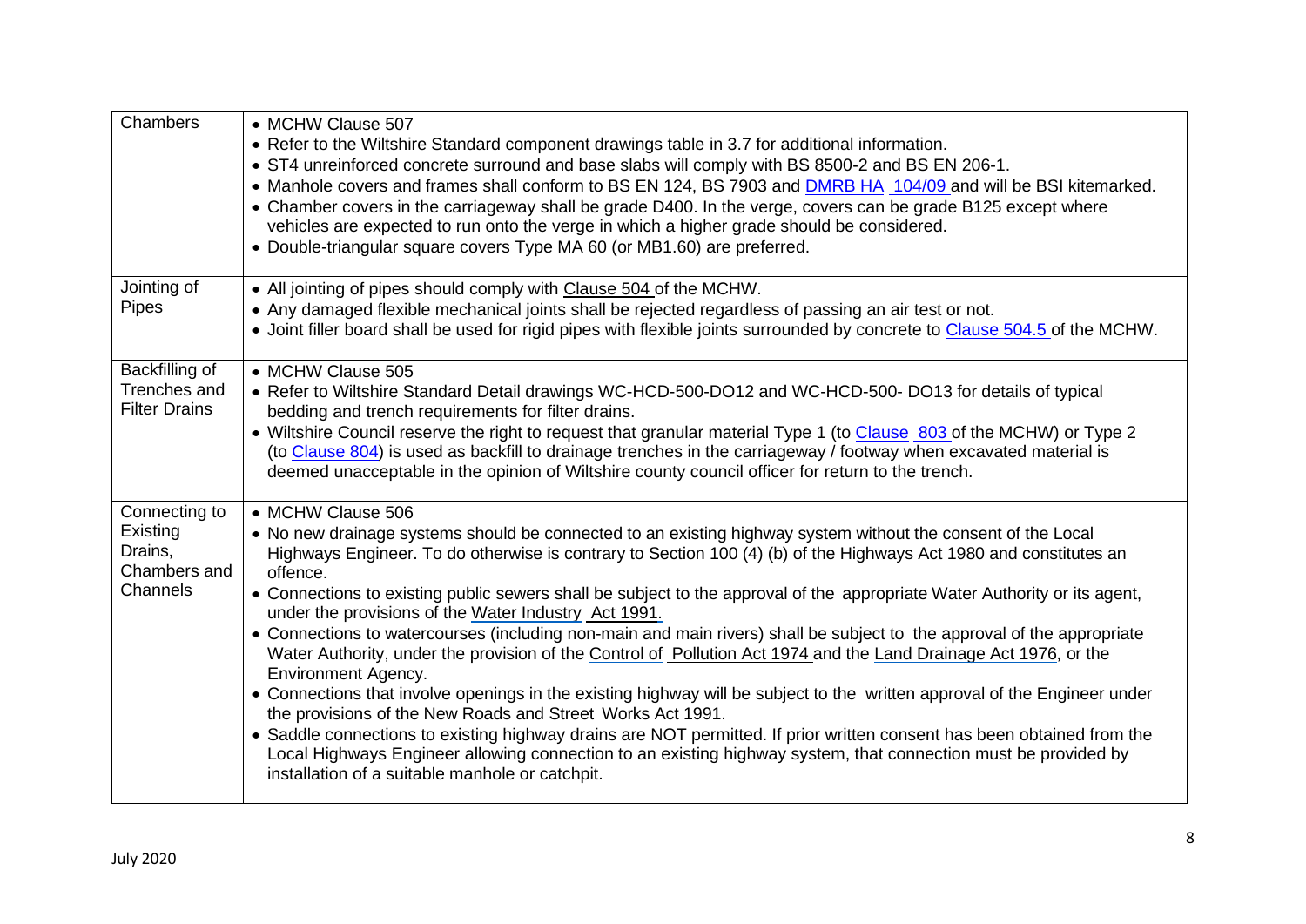| | |
|---|---|
| Chambers | • MCHW Clause 507<br>• Refer to the Wiltshire Standard component drawings table in 3.7 for additional information.<br>• ST4 unreinforced concrete surround and base slabs will comply with BS 8500-2 and BS EN 206-1.<br>• Manhole covers and frames shall conform to BS EN 124, BS 7903 and DMRB HA 104/09 and will be BSI kitemarked.<br>• Chamber covers in the carriageway shall be grade D400. In the verge, covers can be grade B125 except where vehicles are expected to run onto the verge in which a higher grade should be considered.<br>• Double-triangular square covers Type MA 60 (or MB1.60) are preferred. |
| Jointing of Pipes | • All jointing of pipes should comply with Clause 504 of the MCHW.<br>• Any damaged flexible mechanical joints shall be rejected regardless of passing an air test or not.<br>• Joint filler board shall be used for rigid pipes with flexible joints surrounded by concrete to Clause 504.5 of the MCHW. |
| Backfilling of Trenches and Filter Drains | • MCHW Clause 505<br>• Refer to Wiltshire Standard Detail drawings WC-HCD-500-DO12 and WC-HCD-500- DO13 for details of typical bedding and trench requirements for filter drains.<br>• Wiltshire Council reserve the right to request that granular material Type 1 (to Clause 803 of the MCHW) or Type 2 (to Clause 804) is used as backfill to drainage trenches in the carriageway / footway when excavated material is deemed unacceptable in the opinion of Wiltshire county council officer for return to the trench. |
| Connecting to Existing Drains, Chambers and Channels | • MCHW Clause 506<br>• No new drainage systems should be connected to an existing highway system without the consent of the Local Highways Engineer. To do otherwise is contrary to Section 100 (4) (b) of the Highways Act 1980 and constitutes an offence.<br>• Connections to existing public sewers shall be subject to the approval of the appropriate Water Authority or its agent, under the provisions of the Water Industry Act 1991.<br>• Connections to watercourses (including non-main and main rivers) shall be subject to the approval of the appropriate Water Authority, under the provision of the Control of Pollution Act 1974 and the Land Drainage Act 1976, or the Environment Agency.<br>• Connections that involve openings in the existing highway will be subject to the written approval of the Engineer under the provisions of the New Roads and Street Works Act 1991.<br>• Saddle connections to existing highway drains are NOT permitted. If prior written consent has been obtained from the Local Highways Engineer allowing connection to an existing highway system, that connection must be provided by installation of a suitable manhole or catchpit. |

July 2020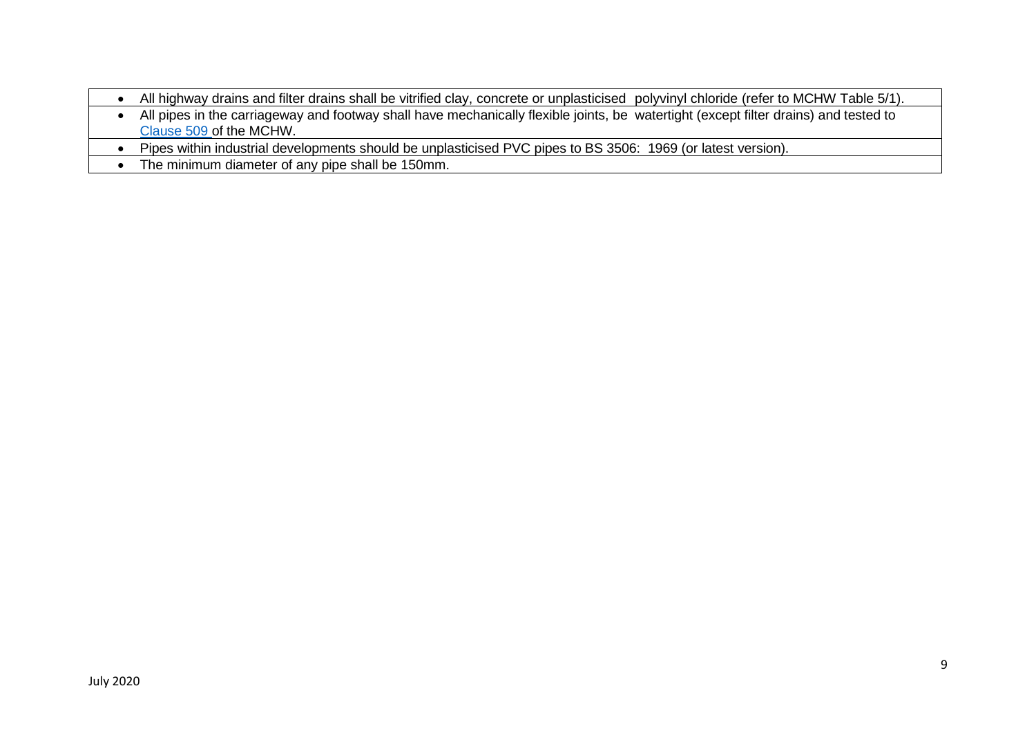| |
|---|
| - All highway drains and filter drains shall be vitrified clay, concrete or unplasticised polyvinyl chloride (refer to MCHW Table 5/1). |
| - All pipes in the carriageway and footway shall have mechanically flexible joints, be watertight (except filter drains) and tested to Clause 509 of the MCHW. |
| - Pipes within industrial developments should be unplasticised PVC pipes to BS 3506: 1969 (or latest version). |
| - The minimum diameter of any pipe shall be 150mm. |

July 2020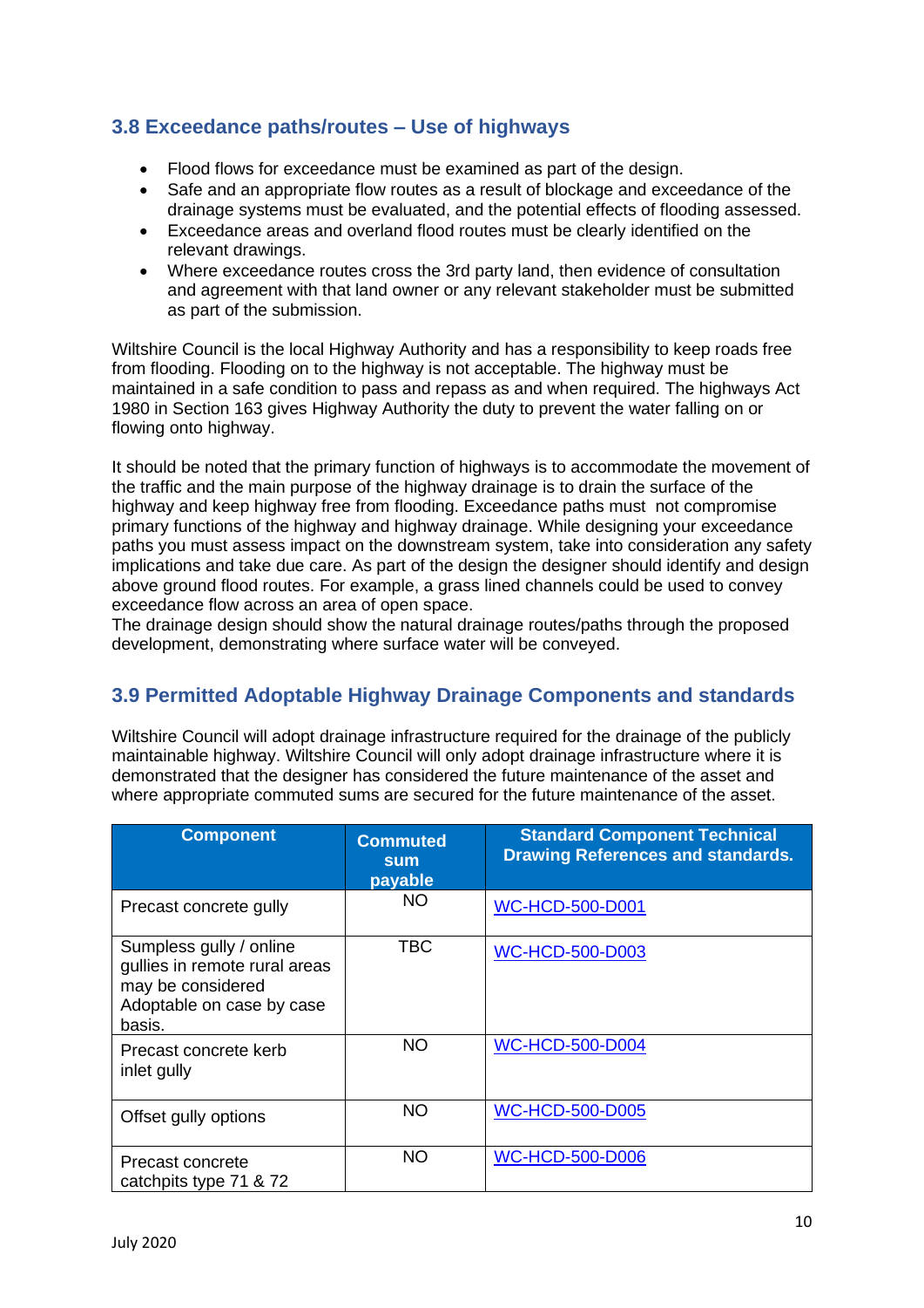### 3.8 Exceedance paths/routes – Use of highways

- Flood flows for exceedance must be examined as part of the design.
- Safe and an appropriate flow routes as a result of blockage and exceedance of the drainage systems must be evaluated, and the potential effects of flooding assessed.
- Exceedance areas and overland flood routes must be clearly identified on the relevant drawings.
- Where exceedance routes cross the 3rd party land, then evidence of consultation and agreement with that land owner or any relevant stakeholder must be submitted as part of the submission.

Wiltshire Council is the local Highway Authority and has a responsibility to keep roads free from flooding. Flooding on to the highway is not acceptable. The highway must be maintained in a safe condition to pass and repass as and when required. The highways Act 1980 in Section 163 gives Highway Authority the duty to prevent the water falling on or flowing onto highway.

It should be noted that the primary function of highways is to accommodate the movement of the traffic and the main purpose of the highway drainage is to drain the surface of the highway and keep highway free from flooding. Exceedance paths must not compromise primary functions of the highway and highway drainage. While designing your exceedance paths you must assess impact on the downstream system, take into consideration any safety implications and take due care. As part of the design the designer should identify and design above ground flood routes. For example, a grass lined channels could be used to convey exceedance flow across an area of open space.
The drainage design should show the natural drainage routes/paths through the proposed development, demonstrating where surface water will be conveyed.

### 3.9 Permitted Adoptable Highway Drainage Components and standards

Wiltshire Council will adopt drainage infrastructure required for the drainage of the publicly maintainable highway. Wiltshire Council will only adopt drainage infrastructure where it is demonstrated that the designer has considered the future maintenance of the asset and where appropriate commuted sums are secured for the future maintenance of the asset.

| Component | Commuted sum payable | Standard Component Technical Drawing References and standards. |
|---|---|---|
| Precast concrete gully | NO | WC-HCD-500-D001 |
| Sumpless gully / online gullies in remote rural areas may be considered Adoptable on case by case basis. | TBC | WC-HCD-500-D003 |
| Precast concrete kerb inlet gully | NO | WC-HCD-500-D004 |
| Offset gully options | NO | WC-HCD-500-D005 |
| Precast concrete catchpits type 71 & 72 | NO | WC-HCD-500-D006 |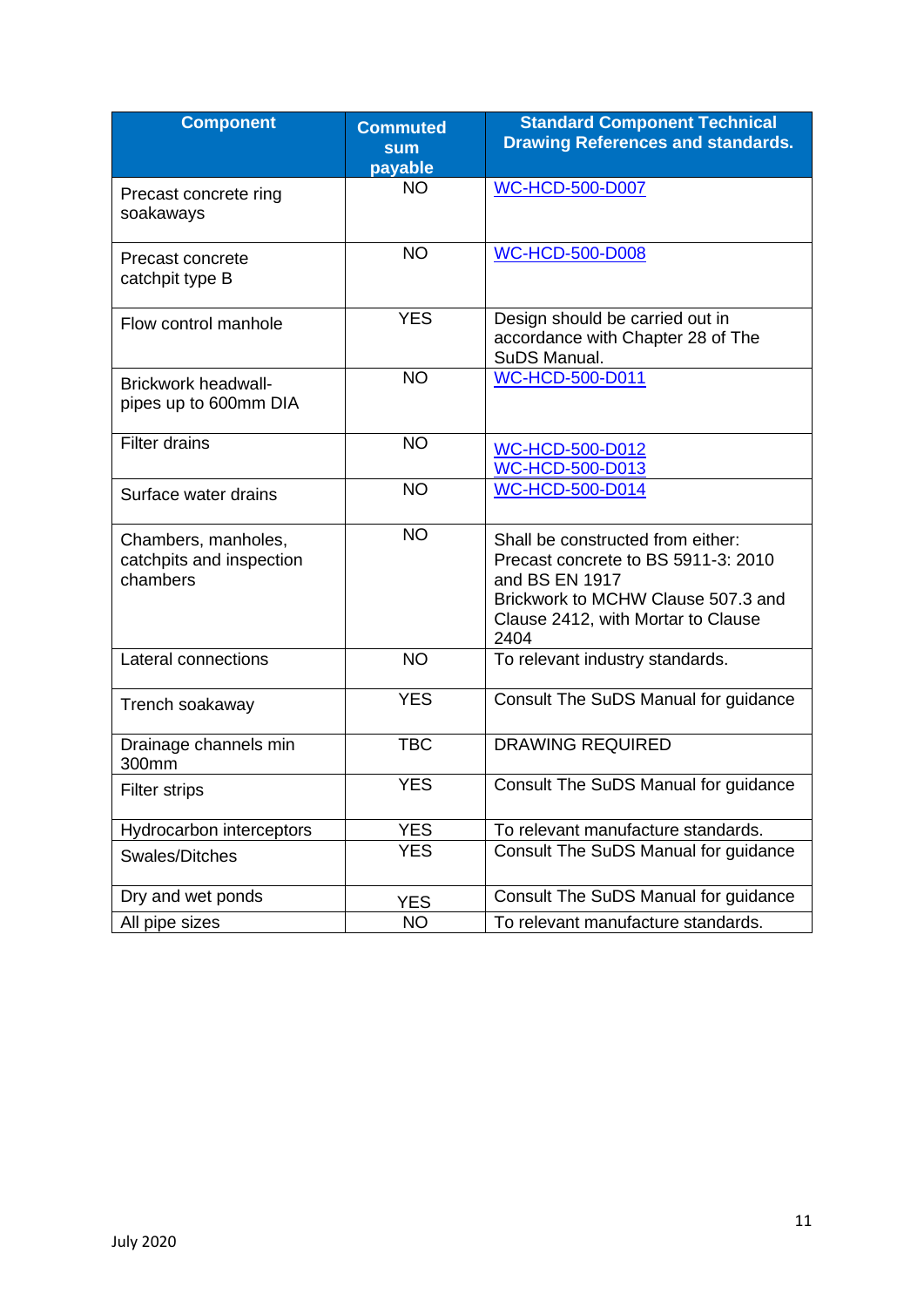| Component | Commuted sum payable | Standard Component Technical Drawing References and standards. |
|---|---|---|
| Precast concrete ring soakaways | NO | WC-HCD-500-D007 |
| Precast concrete catchpit type B | NO | WC-HCD-500-D008 |
| Flow control manhole | YES | Design should be carried out in accordance with Chapter 28 of The SuDS Manual. |
| Brickwork headwall- pipes up to 600mm DIA | NO | WC-HCD-500-D011 |
| Filter drains | NO | WC-HCD-500-D012 WC-HCD-500-D013 |
| Surface water drains | NO | WC-HCD-500-D014 |
| Chambers, manholes, catchpits and inspection chambers | NO | Shall be constructed from either: Precast concrete to BS 5911-3: 2010 and BS EN 1917 Brickwork to MCHW Clause 507.3 and Clause 2412, with Mortar to Clause 2404 |
| Lateral connections | NO | To relevant industry standards. |
| Trench soakaway | YES | Consult The SuDS Manual for guidance |
| Drainage channels min 300mm | TBC | DRAWING REQUIRED |
| Filter strips | YES | Consult The SuDS Manual for guidance |
| Hydrocarbon interceptors | YES | To relevant manufacture standards. |
| Swales/Ditches | YES | Consult The SuDS Manual for guidance |
| Dry and wet ponds | YES | Consult The SuDS Manual for guidance |
| All pipe sizes | NO | To relevant manufacture standards. |

July 2020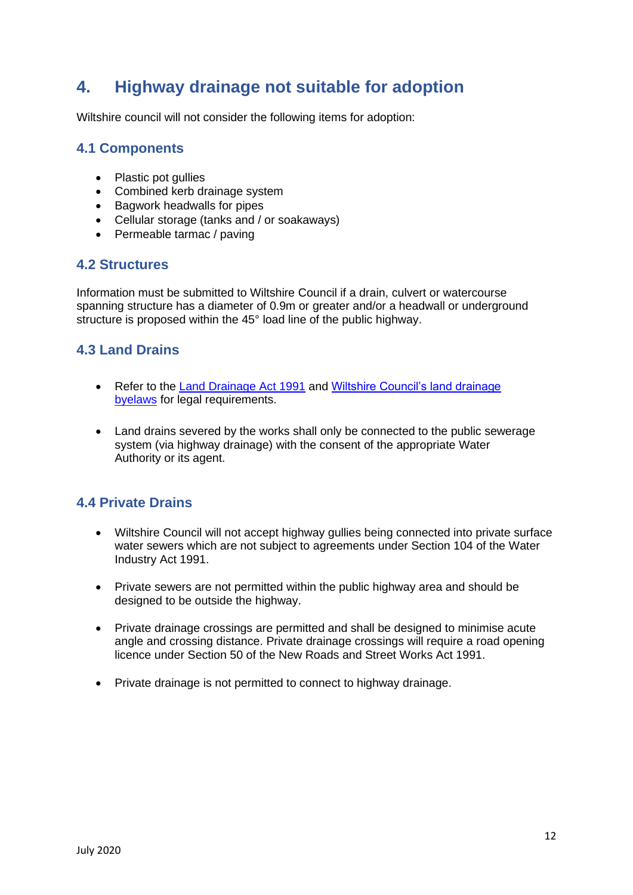## 4. Highway drainage not suitable for adoption

Wiltshire council will not consider the following items for adoption:

### 4.1 Components

- Plastic pot gullies
- Combined kerb drainage system
- Bagwork headwalls for pipes
- Cellular storage (tanks and / or soakaways)
- Permeable tarmac / paving

### 4.2 Structures

Information must be submitted to Wiltshire Council if a drain, culvert or watercourse spanning structure has a diameter of 0.9m or greater and/or a headwall or underground structure is proposed within the 45° load line of the public highway.

### 4.3 Land Drains

- Refer to the Land Drainage Act 1991 and Wiltshire Council's land drainage byelaws for legal requirements.

- Land drains severed by the works shall only be connected to the public sewerage system (via highway drainage) with the consent of the appropriate Water Authority or its agent.

### 4.4 Private Drains

- Wiltshire Council will not accept highway gullies being connected into private surface water sewers which are not subject to agreements under Section 104 of the Water Industry Act 1991.

- Private sewers are not permitted within the public highway area and should be designed to be outside the highway.

- Private drainage crossings are permitted and shall be designed to minimise acute angle and crossing distance. Private drainage crossings will require a road opening licence under Section 50 of the New Roads and Street Works Act 1991.

- Private drainage is not permitted to connect to highway drainage.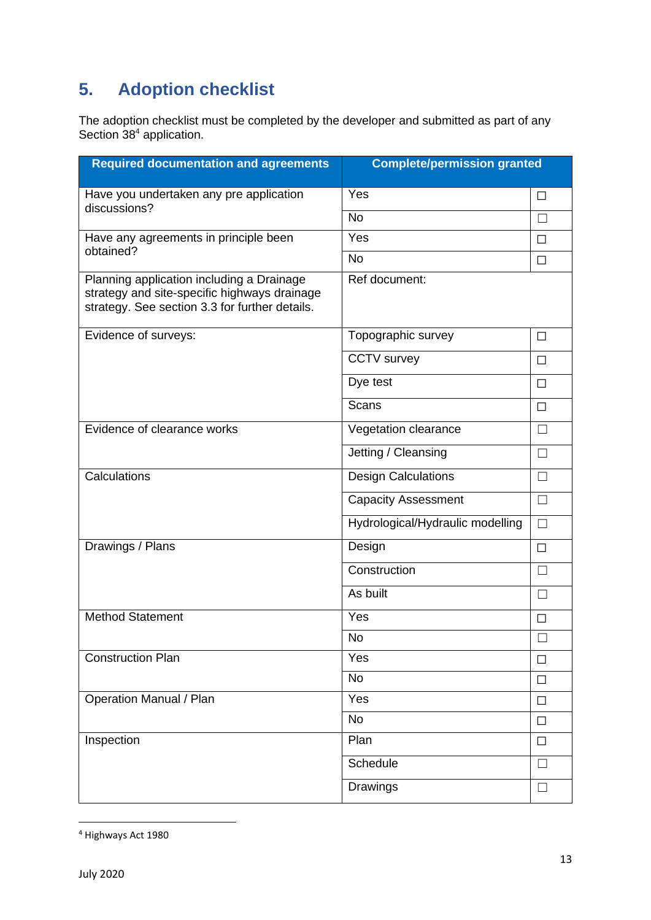## 5. Adoption checklist

The adoption checklist must be completed by the developer and submitted as part of any Section 38[4] application.

| Required documentation and agreements | Complete/permission granted | |
|---|---|---|
| Have you undertaken any pre application discussions? | Yes | ☐ |
| | No | ☐ |
| Have any agreements in principle been obtained? | Yes | ☐ |
| | No | ☐ |
| Planning application including a Drainage strategy and site-specific highways drainage strategy. See section 3.3 for further details. | Ref document: | |
| Evidence of surveys: | Topographic survey | ☐ |
| | CCTV survey | ☐ |
| | Dye test | ☐ |
| | Scans | ☐ |
| Evidence of clearance works | Vegetation clearance | ☐ |
| | Jetting / Cleansing | ☐ |
| Calculations | Design Calculations | ☐ |
| | Capacity Assessment | ☐ |
| | Hydrological/Hydraulic modelling | ☐ |
| Drawings / Plans | Design | ☐ |
| | Construction | ☐ |
| | As built | ☐ |
| Method Statement | Yes | ☐ |
| | No | ☐ |
| Construction Plan | Yes | ☐ |
| | No | ☐ |
| Operation Manual / Plan | Yes | ☐ |
| | No | ☐ |
| Inspection | Plan | ☐ |
| | Schedule | ☐ |
| | Drawings | ☐ |

[4] Highways Act 1980

July 2020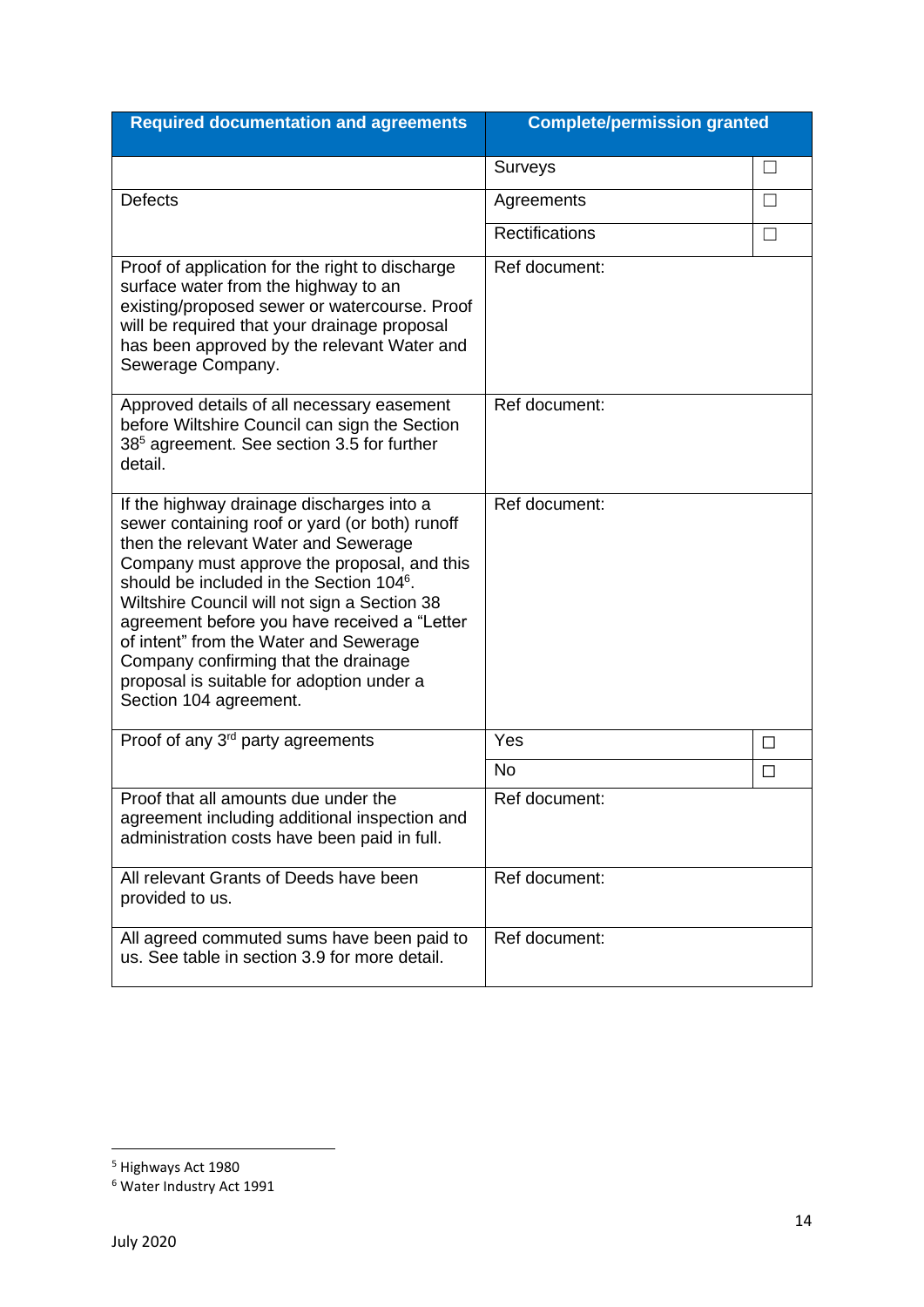| Required documentation and agreements | Complete/permission granted | |
|---|---|---|
| | Surveys | ☐ |
| Defects | Agreements | ☐ |
| | Rectifications | ☐ |
| Proof of application for the right to discharge surface water from the highway to an existing/proposed sewer or watercourse. Proof will be required that your drainage proposal has been approved by the relevant Water and Sewerage Company. | Ref document: | |
| Approved details of all necessary easement before Wiltshire Council can sign the Section 38[5] agreement. See section 3.5 for further detail. | Ref document: | |
| If the highway drainage discharges into a sewer containing roof or yard (or both) runoff then the relevant Water and Sewerage Company must approve the proposal, and this should be included in the Section 104[6]. Wiltshire Council will not sign a Section 38 agreement before you have received a "Letter of intent" from the Water and Sewerage Company confirming that the drainage proposal is suitable for adoption under a Section 104 agreement. | Ref document: | |
| Proof of any 3rd party agreements | Yes | ☐ |
| | No | ☐ |
| Proof that all amounts due under the agreement including additional inspection and administration costs have been paid in full. | Ref document: | |
| All relevant Grants of Deeds have been provided to us. | Ref document: | |
| All agreed commuted sums have been paid to us. See table in section 3.9 for more detail. | Ref document: | |

[5] Highways Act 1980

[6] Water Industry Act 1991

July 2020